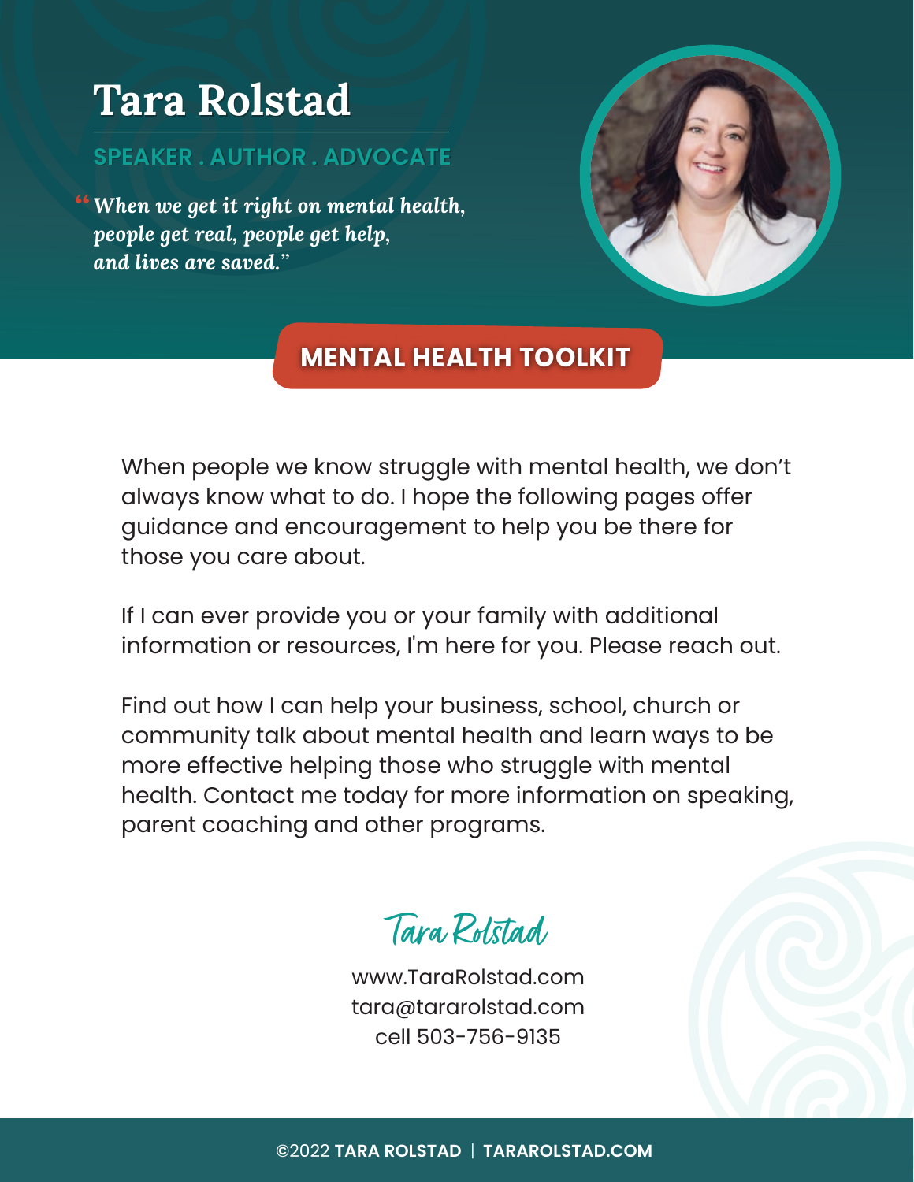# Tara Rolstad

**SPEAKER . AUTHOR . ADVOCATE**

*"When we get it right on mental health, people get real, people get help, and lives are saved."*

## MENTAL HEALTH TOOLKIT

When people we know struggle with mental health, we don't always know what to do. I hope the following pages offer guidance and encouragement to help you be there for those you care about.

If I can ever provide you or your family with additional information or resources, I'm here for you. Please reach out.

Find out how I can help your business, school, church or community talk about mental health and learn ways to be more effective helping those who struggle with mental health. Contact me today for more information on speaking, parent coaching and other programs.

*Tara Rolstad*

www.TaraRolstad.com
tara@tararolstad.com
cell 503-756-9135

©2022 **TARA ROLSTAD** | **TARAROLSTAD.COM**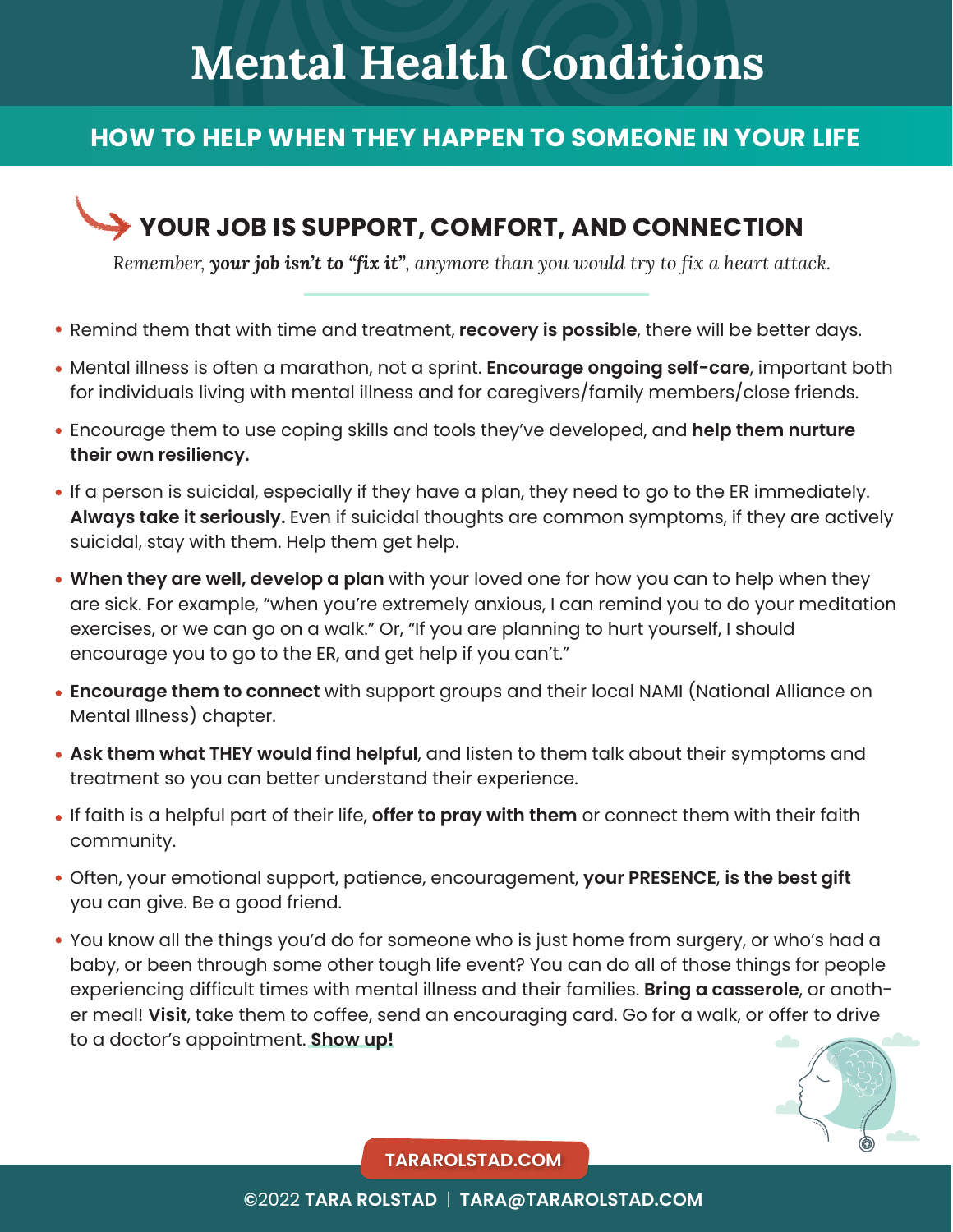# Mental Health Conditions

## HOW TO HELP WHEN THEY HAPPEN TO SOMEONE IN YOUR LIFE

### YOUR JOB IS SUPPORT, COMFORT, AND CONNECTION

*Remember, **your job isn't to "fix it"**, anymore than you would try to fix a heart attack.*

- Remind them that with time and treatment, **recovery is possible**, there will be better days.
- Mental illness is often a marathon, not a sprint. **Encourage ongoing self-care**, important both for individuals living with mental illness and for caregivers/family members/close friends.
- Encourage them to use coping skills and tools they've developed, and **help them nurture their own resiliency.**
- If a person is suicidal, especially if they have a plan, they need to go to the ER immediately. **Always take it seriously.** Even if suicidal thoughts are common symptoms, if they are actively suicidal, stay with them. Help them get help.
- **When they are well, develop a plan** with your loved one for how you can to help when they are sick. For example, "when you're extremely anxious, I can remind you to do your meditation exercises, or we can go on a walk." Or, "If you are planning to hurt yourself, I should encourage you to go to the ER, and get help if you can't."
- **Encourage them to connect** with support groups and their local NAMI (National Alliance on Mental Illness) chapter.
- **Ask them what THEY would find helpful**, and listen to them talk about their symptoms and treatment so you can better understand their experience.
- If faith is a helpful part of their life, **offer to pray with them** or connect them with their faith community.
- Often, your emotional support, patience, encouragement, **your PRESENCE**, **is the best gift** you can give. Be a good friend.
- You know all the things you'd do for someone who is just home from surgery, or who's had a baby, or been through some other tough life event? You can do all of those things for people experiencing difficult times with mental illness and their families. **Bring a casserole**, or another meal! **Visit**, take them to coffee, send an encouraging card. Go for a walk, or offer to drive to a doctor's appointment. **Show up!**

TARAROLSTAD.COM

©2022 TARA ROLSTAD | TARA@TARAROLSTAD.COM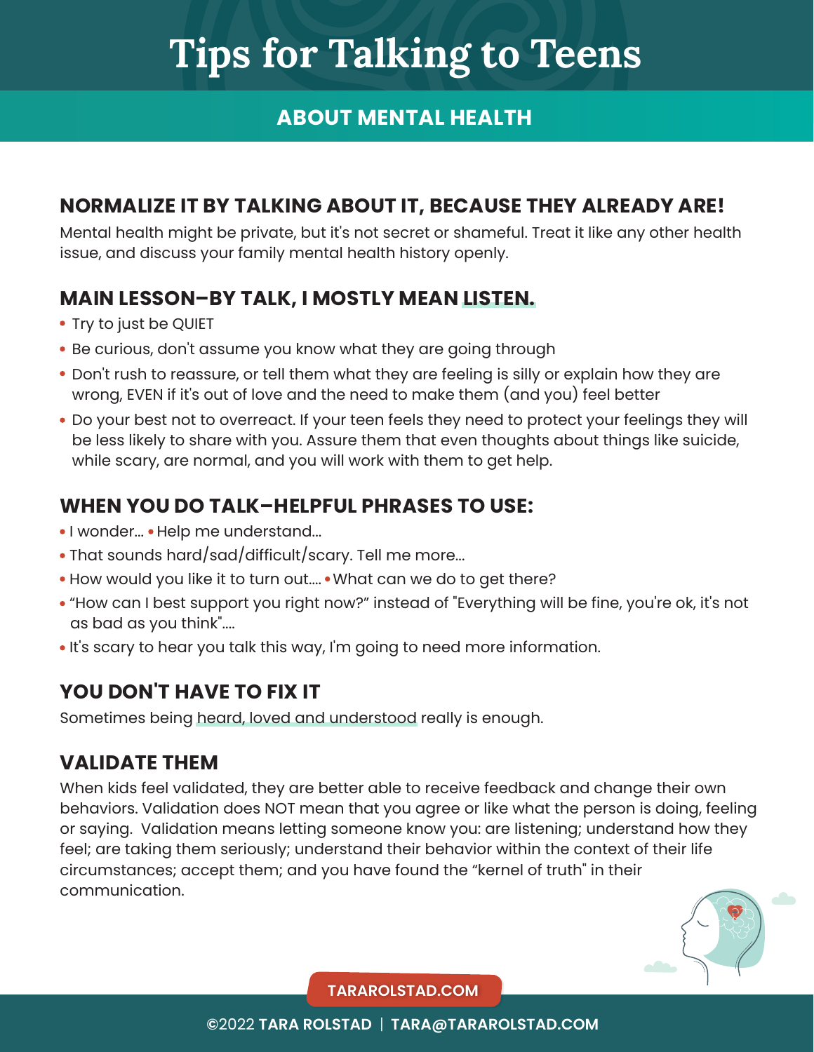# Tips for Talking to Teens

## ABOUT MENTAL HEALTH

### NORMALIZE IT BY TALKING ABOUT IT, BECAUSE THEY ALREADY ARE!

Mental health might be private, but it's not secret or shameful. Treat it like any other health issue, and discuss your family mental health history openly.

### MAIN LESSON–BY TALK, I MOSTLY MEAN LISTEN.

- Try to just be QUIET
- Be curious, don't assume you know what they are going through
- Don't rush to reassure, or tell them what they are feeling is silly or explain how they are wrong, EVEN if it's out of love and the need to make them (and you) feel better
- Do your best not to overreact. If your teen feels they need to protect your feelings they will be less likely to share with you. Assure them that even thoughts about things like suicide, while scary, are normal, and you will work with them to get help.

### WHEN YOU DO TALK–HELPFUL PHRASES TO USE:

- I wonder...
- Help me understand...
- That sounds hard/sad/difficult/scary. Tell me more...
- How would you like it to turn out....
- What can we do to get there?
- "How can I best support you right now?" instead of "Everything will be fine, you're ok, it's not as bad as you think"....
- It's scary to hear you talk this way, I'm going to need more information.

### YOU DON'T HAVE TO FIX IT

Sometimes being heard, loved and understood really is enough.

### VALIDATE THEM

When kids feel validated, they are better able to receive feedback and change their own behaviors. Validation does NOT mean that you agree or like what the person is doing, feeling or saying. Validation means letting someone know you: are listening; understand how they feel; are taking them seriously; understand their behavior within the context of their life circumstances; accept them; and you have found the "kernel of truth" in their communication.

TARAROLSTAD.COM

©2022 TARA ROLSTAD | TARA@TARAROLSTAD.COM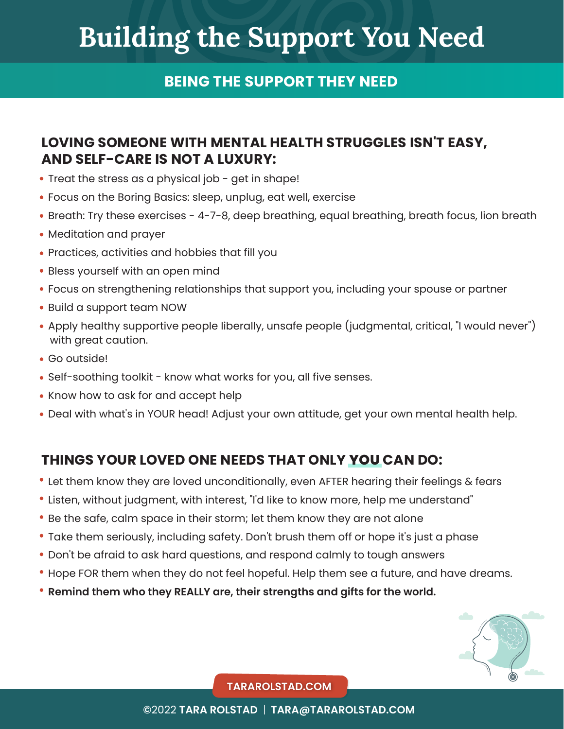# Building the Support You Need

## BEING THE SUPPORT THEY NEED

### LOVING SOMEONE WITH MENTAL HEALTH STRUGGLES ISN'T EASY, AND SELF-CARE IS NOT A LUXURY:

- Treat the stress as a physical job - get in shape!
- Focus on the Boring Basics: sleep, unplug, eat well, exercise
- Breath: Try these exercises - 4-7-8, deep breathing, equal breathing, breath focus, lion breath
- Meditation and prayer
- Practices, activities and hobbies that fill you
- Bless yourself with an open mind
- Focus on strengthening relationships that support you, including your spouse or partner
- Build a support team NOW
- Apply healthy supportive people liberally, unsafe people (judgmental, critical, "I would never") with great caution.
- Go outside!
- Self-soothing toolkit - know what works for you, all five senses.
- Know how to ask for and accept help
- Deal with what's in YOUR head! Adjust your own attitude, get your own mental health help.

### THINGS YOUR LOVED ONE NEEDS THAT ONLY YOU CAN DO:

- Let them know they are loved unconditionally, even AFTER hearing their feelings & fears
- Listen, without judgment, with interest, "I'd like to know more, help me understand"
- Be the safe, calm space in their storm; let them know they are not alone
- Take them seriously, including safety. Don't brush them off or hope it's just a phase
- Don't be afraid to ask hard questions, and respond calmly to tough answers
- Hope FOR them when they do not feel hopeful. Help them see a future, and have dreams.
- **Remind them who they REALLY are, their strengths and gifts for the world.**

TARAROLSTAD.COM

©2022 TARA ROLSTAD | TARA@TARAROLSTAD.COM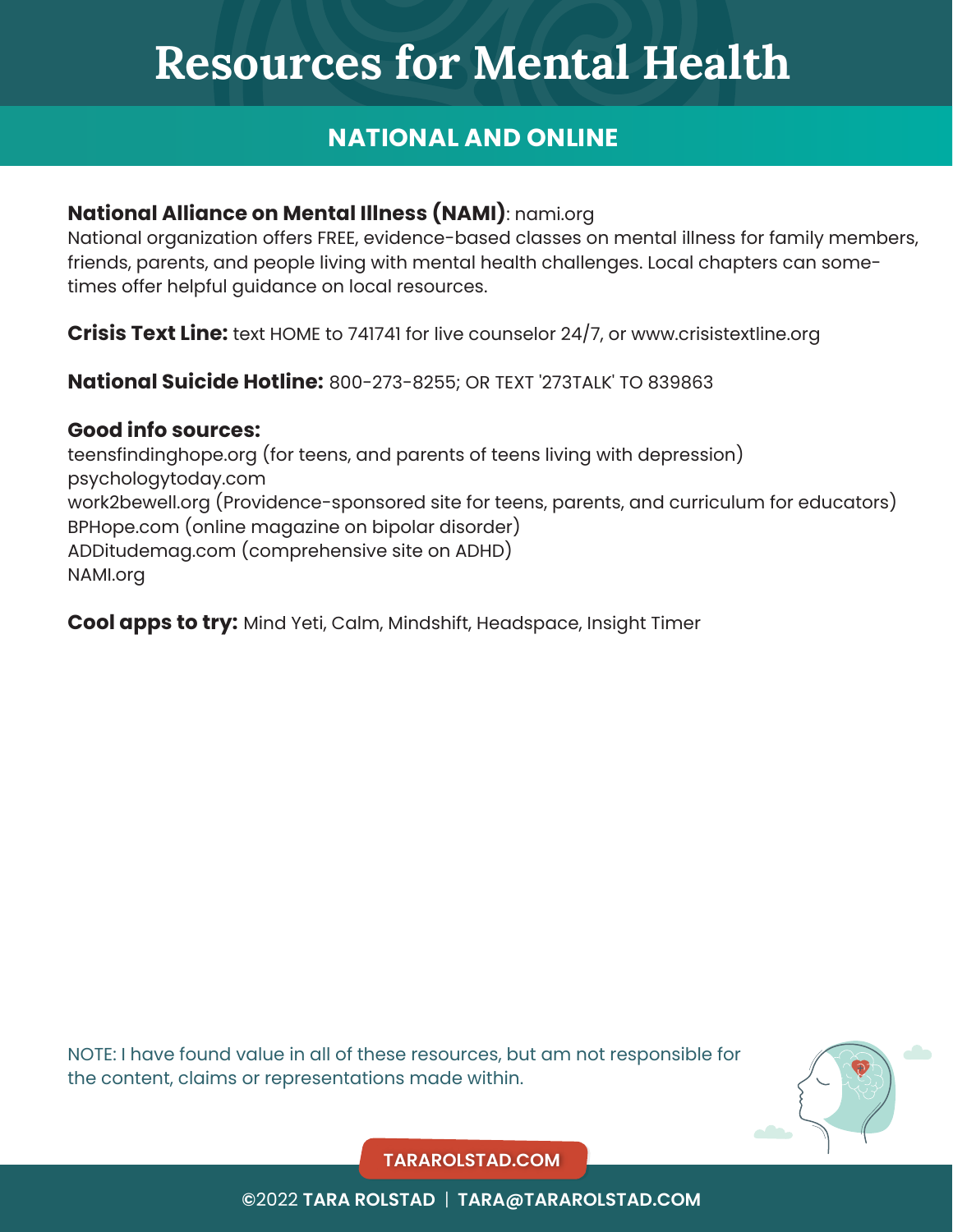# Resources for Mental Health

## NATIONAL AND ONLINE

**National Alliance on Mental Illness (NAMI)**: nami.org
National organization offers FREE, evidence-based classes on mental illness for family members, friends, parents, and people living with mental health challenges. Local chapters can some-times offer helpful guidance on local resources.

**Crisis Text Line:** text HOME to 741741 for live counselor 24/7, or www.crisistextline.org

**National Suicide Hotline:** 800-273-8255; OR TEXT '273TALK' TO 839863

**Good info sources:**
teensfindinghope.org (for teens, and parents of teens living with depression)
psychologytoday.com
work2bewell.org (Providence-sponsored site for teens, parents, and curriculum for educators)
BPHope.com (online magazine on bipolar disorder)
ADDitudemag.com (comprehensive site on ADHD)
NAMI.org

**Cool apps to try:** Mind Yeti, Calm, Mindshift, Headspace, Insight Timer

NOTE: I have found value in all of these resources, but am not responsible for the content, claims or representations made within.

TARAROLSTAD.COM

©2022 **TARA ROLSTAD** | **TARA@TARAROLSTAD.COM**